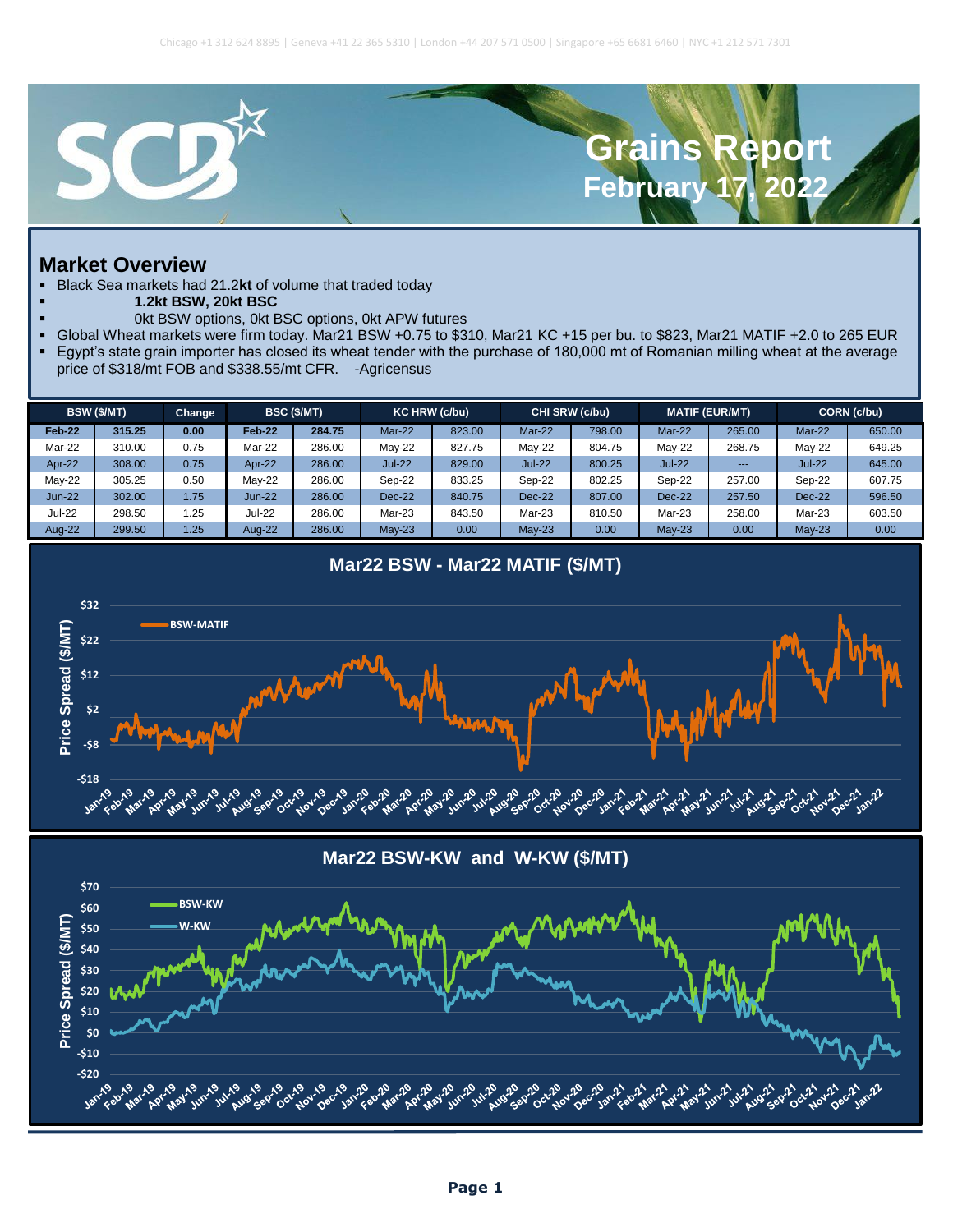Chicago +1 312 624 8895 | Geneva +41 22 365 5310 | London +44 207 571 0500 | Singapore +65 6681 6460 | NYC +1 212 571 7301

# Grains Report
## February 17, 2022

## Market Overview

- Black Sea markets had 21.2**kt** of volume that traded today
- **1.2kt BSW, 20kt BSC**
- 0kt BSW options, 0kt BSC options, 0kt APW futures
- Global Wheat markets were firm today. Mar21 BSW +0.75 to $310, Mar21 KC +15 per bu. to $823, Mar21 MATIF +2.0 to 265 EUR
- Egypt's state grain importer has closed its wheat tender with the purchase of 180,000 mt of Romanian milling wheat at the average price of $318/mt FOB and $338.55/mt CFR. -Agricensus

| BSW ($/MT) | | Change | BSC ($/MT) | | KC HRW (c/bu) | | CHI SRW (c/bu) | | MATIF (EUR/MT) | | CORN (c/bu) | |
|---|---|---|---|---|---|---|---|---|---|---|---|---|
| **Feb-22** | **315.25** | **0.00** | **Feb-22** | **284.75** | Mar-22 | 823.00 | Mar-22 | 798.00 | Mar-22 | 265.00 | Mar-22 | 650.00 |
| Mar-22 | 310.00 | 0.75 | Mar-22 | 286.00 | May-22 | 827.75 | May-22 | 804.75 | May-22 | 268.75 | May-22 | 649.25 |
| Apr-22 | 308.00 | 0.75 | Apr-22 | 286.00 | Jul-22 | 829.00 | Jul-22 | 800.25 | Jul-22 | --- | Jul-22 | 645.00 |
| May-22 | 305.25 | 0.50 | May-22 | 286.00 | Sep-22 | 833.25 | Sep-22 | 802.25 | Sep-22 | 257.00 | Sep-22 | 607.75 |
| Jun-22 | 302.00 | 1.75 | Jun-22 | 286.00 | Dec-22 | 840.75 | Dec-22 | 807.00 | Dec-22 | 257.50 | Dec-22 | 596.50 |
| Jul-22 | 298.50 | 1.25 | Jul-22 | 286.00 | Mar-23 | 843.50 | Mar-23 | 810.50 | Mar-23 | 258.00 | Mar-23 | 603.50 |
| Aug-22 | 299.50 | 1.25 | Aug-22 | 286.00 | May-23 | 0.00 | May-23 | 0.00 | May-23 | 0.00 | May-23 | 0.00 |

**Mar22 BSW - Mar22 MATIF ($/MT)**

BSW-MATIF

Price Spread ($/MT)

$32
$22
$12
$2
-$8
-$18

Jan-19 Feb-19 Mar-19 Apr-19 May-19 Jun-19 Jul-19 Aug-19 Sep-19 Oct-19 Nov-19 Dec-19 Jan-20 Feb-20 Mar-20 Apr-20 May-20 Jun-20 Jul-20 Aug-20 Sep-20 Oct-20 Nov-20 Dec-20 Jan-21 Feb-21 Mar-21 Apr-21 May-21 Jun-21 Jul-21 Aug-21 Sep-21 Oct-21 Nov-21 Dec-21 Jan-22

**Mar22 BSW-KW and W-KW ($/MT)**

BSW-KW
W-KW

Price Spread ($/MT)

$70
$60
$50
$40
$30
$20
$10
$0
-$10
-$20

Jan-19 Feb-19 Mar-19 Apr-19 May-19 Jun-19 Jul-19 Aug-19 Sep-19 Oct-19 Nov-19 Dec-19 Jan-20 Feb-20 Mar-20 Apr-20 May-20 Jun-20 Jul-20 Aug-20 Sep-20 Oct-20 Nov-20 Dec-20 Jan-21 Feb-21 Mar-21 Apr-21 May-21 Jun-21 Jul-21 Aug-21 Sep-21 Oct-21 Nov-21 Dec-21 Jan-22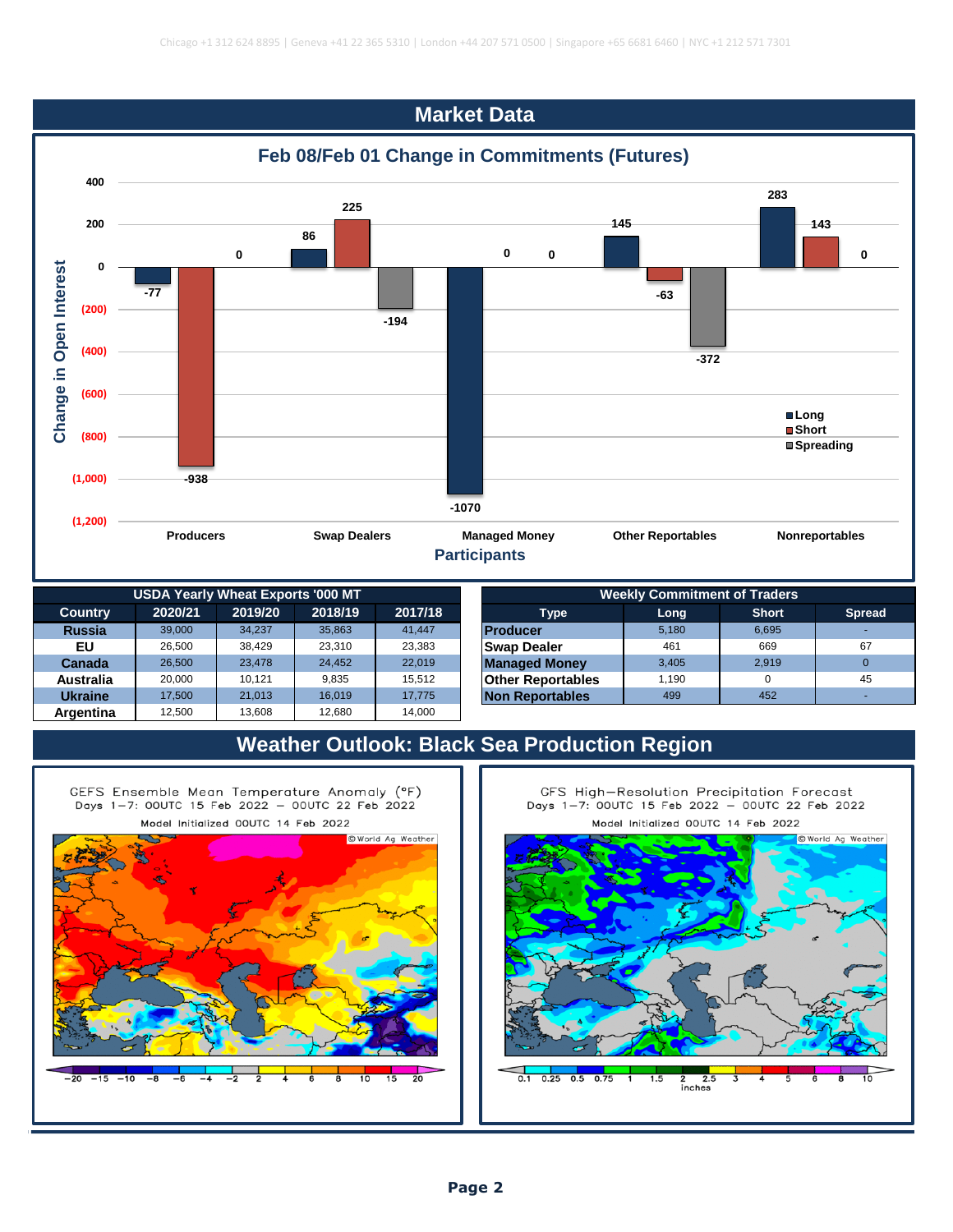## Market Data

**Feb 08/Feb 01 Change in Commitments (Futures)**

Change in Open Interest

400
200
0
(200)
(400)
(600)
(800)
(1,000)
(1,200)

-77
-938
0
86
225
-194
-1070
0
0
145
-63
-372
283
143
0

Producers
Swap Dealers
Managed Money
Other Reportables
Nonreportables

Participants

Long
Short
Spreading

| USDA Yearly Wheat Exports '000 MT | | | | |
|---|---|---|---|---|
| Country | 2020/21 | 2019/20 | 2018/19 | 2017/18 |
| Russia | 39,000 | 34,237 | 35,863 | 41,447 |
| EU | 26,500 | 38,429 | 23,310 | 23,383 |
| Canada | 26,500 | 23,478 | 24,452 | 22,019 |
| Australia | 20,000 | 10,121 | 9,835 | 15,512 |
| Ukraine | 17,500 | 21,013 | 16,019 | 17,775 |
| Argentina | 12,500 | 13,608 | 12,680 | 14,000 |

| Weekly Commitment of Traders | | | |
|---|---|---|---|
| Type | Long | Short | Spread |
| Producer | 5,180 | 6,695 | - |
| Swap Dealer | 461 | 669 | 67 |
| Managed Money | 3,405 | 2,919 | 0 |
| Other Reportables | 1,190 | 0 | 45 |
| Non Reportables | 499 | 452 | - |

## Weather Outlook: Black Sea Production Region

GEFS Ensemble Mean Temperature Anomaly (°F)
Days 1–7: 00UTC 15 Feb 2022 – 00UTC 22 Feb 2022
Model Initialized 00UTC 14 Feb 2022
© World Ag Weather
−20 −15 −10 −8 −6 −4 −2 2 4 6 8 10 15 20

GFS High–Resolution Precipitation Forecast
Days 1–7: 00UTC 15 Feb 2022 – 00UTC 22 Feb 2022
Model Initialized 00UTC 14 Feb 2022
© World Ag Weather
0.1 0.25 0.5 0.75 1 1.5 2 2.5 3 4 5 6 8 10
inches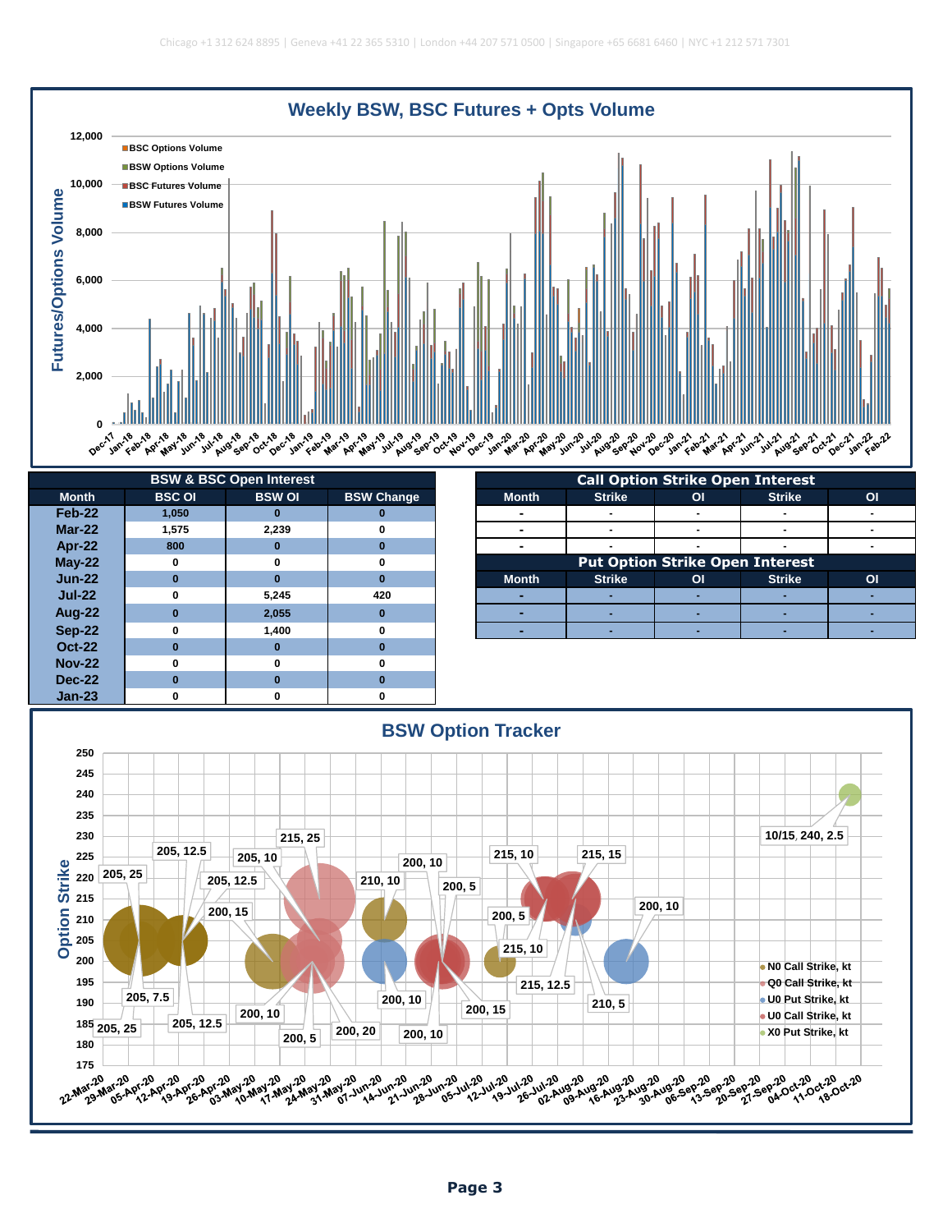Chicago +1 312 624 8895 | Geneva +41 22 365 5310 | London +44 207 571 0500 | Singapore +65 6681 6460 | NYC +1 212 571 7301

## Weekly BSW, BSC Futures + Opts Volume

Futures/Options Volume

12,000
10,000
8,000
6,000
4,000
2,000
0

BSC Options Volume
BSW Options Volume
BSC Futures Volume
BSW Futures Volume

Dec-17, Jan-18, Feb-18, Apr-18, May-18, Jun-18, Jul-18, Aug-18, Sep-18, Oct-18, Dec-18, Jan-19, Feb-19, Mar-19, Apr-19, May-19, Jul-19, Aug-19, Sep-19, Oct-19, Nov-19, Dec-19, Jan-20, Mar-20, Apr-20, May-20, Jun-20, Jul-20, Aug-20, Sep-20, Nov-20, Dec-20, Jan-21, Feb-21, Mar-21, Apr-21, Jun-21, Jul-21, Aug-21, Sep-21, Oct-21, Dec-21, Jan-22, Feb-22

| BSW & BSC Open Interest | | | |
|---|---|---|---|
| Month | BSC OI | BSW OI | BSW Change |
| Feb-22 | 1,050 | 0 | 0 |
| Mar-22 | 1,575 | 2,239 | 0 |
| Apr-22 | 800 | 0 | 0 |
| May-22 | 0 | 0 | 0 |
| Jun-22 | 0 | 0 | 0 |
| Jul-22 | 0 | 5,245 | 420 |
| Aug-22 | 0 | 2,055 | 0 |
| Sep-22 | 0 | 1,400 | 0 |
| Oct-22 | 0 | 0 | 0 |
| Nov-22 | 0 | 0 | 0 |
| Dec-22 | 0 | 0 | 0 |
| Jan-23 | 0 | 0 | 0 |

| Call Option Strike Open Interest | | | | |
|---|---|---|---|---|
| Month | Strike | OI | Strike | OI |
| - | - | - | - | - |
| - | - | - | - | - |
| - | - | - | - | - |

| Put Option Strike Open Interest | | | | |
|---|---|---|---|---|
| Month | Strike | OI | Strike | OI |
| - | - | - | - | - |
| - | - | - | - | - |
| - | - | - | - | - |

## BSW Option Tracker

Option Strike

250
245
240
235
230
225
220
215
210
205
200
195
190
185
180
175

205, 25
205, 12.5
205, 12.5
205, 10
215, 25
200, 15
210, 10
200, 10
200, 5
215, 10
215, 15
200, 5
215, 10
200, 10
10/15, 240, 2.5
215, 12.5
205, 7.5
200, 10
200, 15
210, 5
205, 25
205, 12.5
200, 10
200, 5
200, 20
200, 10

N0 Call Strike, kt
Q0 Call Strike, kt
U0 Put Strike, kt
U0 Call Strike, kt
X0 Put Strike, kt

22-Mar-20, 29-Mar-20, 05-Apr-20, 12-Apr-20, 19-Apr-20, 26-Apr-20, 03-May-20, 10-May-20, 17-May-20, 24-May-20, 31-May-20, 07-Jun-20, 14-Jun-20, 21-Jun-20, 28-Jun-20, 05-Jul-20, 12-Jul-20, 19-Jul-20, 26-Jul-20, 02-Aug-20, 09-Aug-20, 16-Aug-20, 23-Aug-20, 30-Aug-20, 06-Sep-20, 13-Sep-20, 20-Sep-20, 27-Sep-20, 04-Oct-20, 11-Oct-20, 18-Oct-20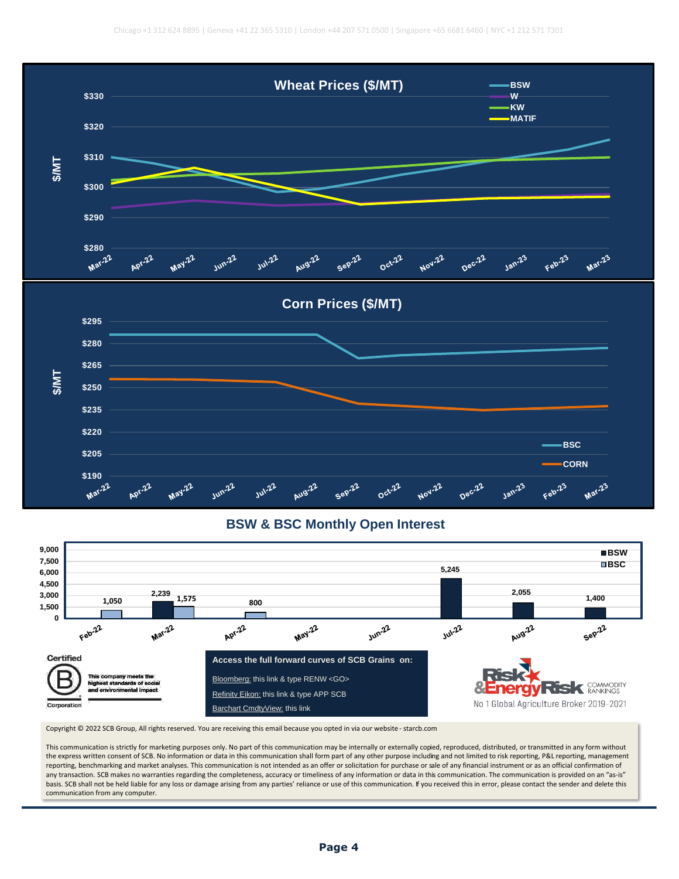## Wheat Prices ($/MT)

BSW
W
KW
MATIF

$/MT

$330
$320
$310
$300
$290
$280

Mar-22 Apr-22 May-22 Jun-22 Jul-22 Aug-22 Sep-22 Oct-22 Nov-22 Dec-22 Jan-23 Feb-23 Mar-23

## Corn Prices ($/MT)

$/MT

$295
$280
$265
$250
$235
$220
$205
$190

BSC
CORN

Mar-22 Apr-22 May-22 Jun-22 Jul-22 Aug-22 Sep-22 Oct-22 Nov-22 Dec-22 Jan-23 Feb-23 Mar-23

## BSW & BSC Monthly Open Interest

BSW
BSC

9,000
7,500
6,000
4,500
3,000
1,500
0

1,050
2,239
1,575
800
5,245
2,055
1,400

Feb-22 Mar-22 Apr-22 May-22 Jun-22 Jul-22 Aug-22 Sep-22

Certified B Corporation — This company meets the highest standards of social and environmental impact

**Access the full forward curves of SCB Grains on:**

Bloomberg: this link & type RENW <GO>

Refinitv Eikon: this link & type APP SCB

Barchart CmdtyView: this link

Risk & EnergyRisk Commodity Rankings — No 1 Global Agriculture Broker 2019-2021

Copyright © 2022 SCB Group, All rights reserved. You are receiving this email because you opted in via our website - starcb.com

This communication is strictly for marketing purposes only. No part of this communication may be internally or externally copied, reproduced, distributed, or transmitted in any form without the express written consent of SCB. No information or data in this communication shall form part of any other purpose including and not limited to risk reporting, P&L reporting, management reporting, benchmarking and market analyses. This communication is not intended as an offer or solicitation for purchase or sale of any financial instrument or as an official confirmation of any transaction. SCB makes no warranties regarding the completeness, accuracy or timeliness of any information or data in this communication. The communication is provided on an "as-is" basis. SCB shall not be held liable for any loss or damage arising from any parties' reliance or use of this communication. If you received this in error, please contact the sender and delete this communication from any computer.